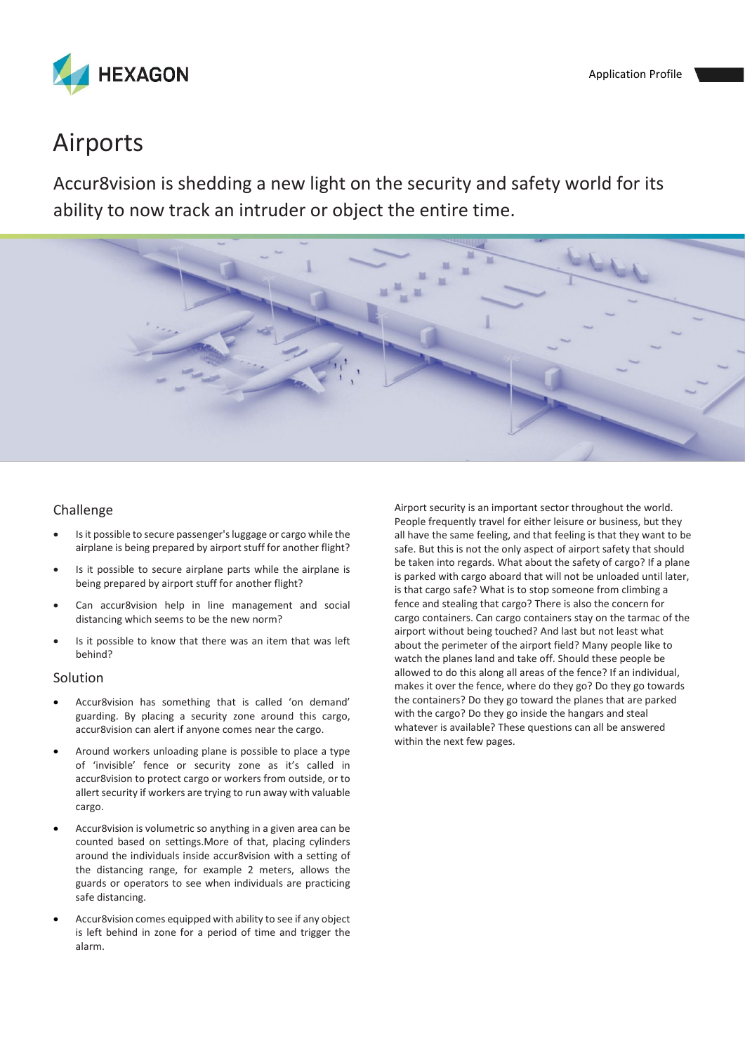# Airports

Accur8vision is shedding a new light on the security and safety world for its ability to now track an intruder or object the entire time.

## Challenge

- Is it possible to secure passenger's luggage or cargo while the airplane is being prepared by airport stuff for another flight?
- Is it possible to secure airplane parts while the airplane is being prepared by airport stuff for another flight?
- Can accur8vision help in line management and social distancing which seems to be the new norm?
- Is it possible to know that there was an item that was left behind?

## Solution

- Accur8vision has something that is called 'on demand' guarding. By placing a security zone around this cargo, accur8vision can alert if anyone comes near the cargo.
- Around workers unloading plane is possible to place a type of 'invisible' fence or security zone as it's called in accur8vision to protect cargo or workers from outside, or to allert security if workers are trying to run away with valuable cargo.
- Accur8vision is volumetric so anything in a given area can be counted based on settings.More of that, placing cylinders around the individuals inside accur8vision with a setting of the distancing range, for example 2 meters, allows the guards or operators to see when individuals are practicing safe distancing.
- Accur8vision comes equipped with ability to see if any object is left behind in zone for a period of time and trigger the alarm.

Airport security is an important sector throughout the world. People frequently travel for either leisure or business, but they all have the same feeling, and that feeling is that they want to be safe. But this is not the only aspect of airport safety that should be taken into regards. What about the safety of cargo? If a plane is parked with cargo aboard that will not be unloaded until later, is that cargo safe? What is to stop someone from climbing a fence and stealing that cargo? There is also the concern for cargo containers. Can cargo containers stay on the tarmac of the airport without being touched? And last but not least what about the perimeter of the airport field? Many people like to watch the planes land and take off. Should these people be allowed to do this along all areas of the fence? If an individual, makes it over the fence, where do they go? Do they go towards the containers? Do they go toward the planes that are parked with the cargo? Do they go inside the hangars and steal whatever is available? These questions can all be answered within the next few pages.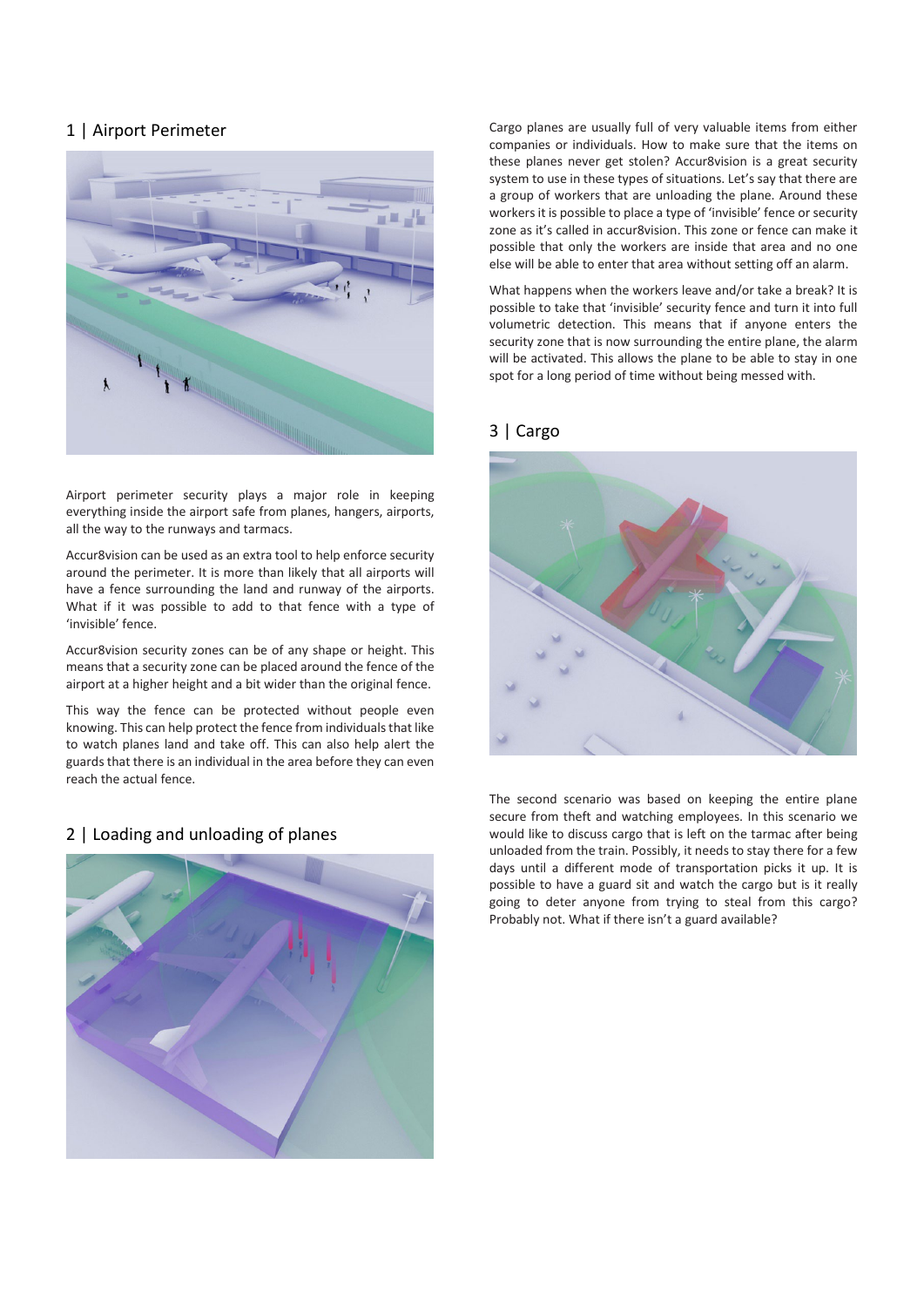## 1 | Airport Perimeter

Airport perimeter security plays a major role in keeping everything inside the airport safe from planes, hangers, airports, all the way to the runways and tarmacs.

Accur8vision can be used as an extra tool to help enforce security around the perimeter. It is more than likely that all airports will have a fence surrounding the land and runway of the airports. What if it was possible to add to that fence with a type of 'invisible' fence.

Accur8vision security zones can be of any shape or height. This means that a security zone can be placed around the fence of the airport at a higher height and a bit wider than the original fence.

This way the fence can be protected without people even knowing. This can help protect the fence from individuals that like to watch planes land and take off. This can also help alert the guards that there is an individual in the area before they can even reach the actual fence.

## 2 | Loading and unloading of planes

Cargo planes are usually full of very valuable items from either companies or individuals. How to make sure that the items on these planes never get stolen? Accur8vision is a great security system to use in these types of situations. Let's say that there are a group of workers that are unloading the plane. Around these workers it is possible to place a type of 'invisible' fence or security zone as it's called in accur8vision. This zone or fence can make it possible that only the workers are inside that area and no one else will be able to enter that area without setting off an alarm.

What happens when the workers leave and/or take a break? It is possible to take that 'invisible' security fence and turn it into full volumetric detection. This means that if anyone enters the security zone that is now surrounding the entire plane, the alarm will be activated. This allows the plane to be able to stay in one spot for a long period of time without being messed with.

## 3 | Cargo

The second scenario was based on keeping the entire plane secure from theft and watching employees. In this scenario we would like to discuss cargo that is left on the tarmac after being unloaded from the train. Possibly, it needs to stay there for a few days until a different mode of transportation picks it up. It is possible to have a guard sit and watch the cargo but is it really going to deter anyone from trying to steal from this cargo? Probably not. What if there isn't a guard available?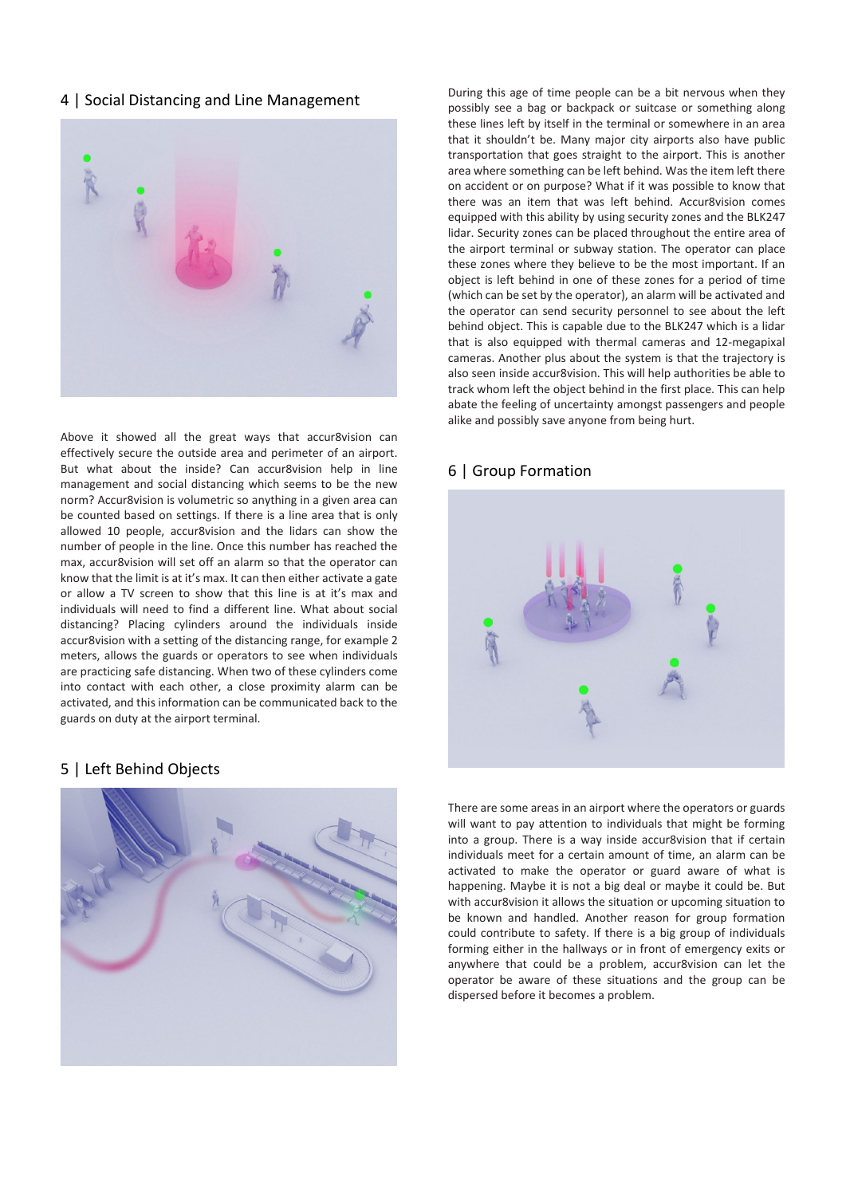## 4 | Social Distancing and Line Management

Above it showed all the great ways that accur8vision can effectively secure the outside area and perimeter of an airport. But what about the inside? Can accur8vision help in line management and social distancing which seems to be the new norm? Accur8vision is volumetric so anything in a given area can be counted based on settings. If there is a line area that is only allowed 10 people, accur8vision and the lidars can show the number of people in the line. Once this number has reached the max, accur8vision will set off an alarm so that the operator can know that the limit is at it's max. It can then either activate a gate or allow a TV screen to show that this line is at it's max and individuals will need to find a different line. What about social distancing? Placing cylinders around the individuals inside accur8vision with a setting of the distancing range, for example 2 meters, allows the guards or operators to see when individuals are practicing safe distancing. When two of these cylinders come into contact with each other, a close proximity alarm can be activated, and this information can be communicated back to the guards on duty at the airport terminal.

## 5 | Left Behind Objects

During this age of time people can be a bit nervous when they possibly see a bag or backpack or suitcase or something along these lines left by itself in the terminal or somewhere in an area that it shouldn't be. Many major city airports also have public transportation that goes straight to the airport. This is another area where something can be left behind. Was the item left there on accident or on purpose? What if it was possible to know that there was an item that was left behind. Accur8vision comes equipped with this ability by using security zones and the BLK247 lidar. Security zones can be placed throughout the entire area of the airport terminal or subway station. The operator can place these zones where they believe to be the most important. If an object is left behind in one of these zones for a period of time (which can be set by the operator), an alarm will be activated and the operator can send security personnel to see about the left behind object. This is capable due to the BLK247 which is a lidar that is also equipped with thermal cameras and 12-megapixal cameras. Another plus about the system is that the trajectory is also seen inside accur8vision. This will help authorities be able to track whom left the object behind in the first place. This can help abate the feeling of uncertainty amongst passengers and people alike and possibly save anyone from being hurt.

## 6 | Group Formation

There are some areas in an airport where the operators or guards will want to pay attention to individuals that might be forming into a group. There is a way inside accur8vision that if certain individuals meet for a certain amount of time, an alarm can be activated to make the operator or guard aware of what is happening. Maybe it is not a big deal or maybe it could be. But with accur8vision it allows the situation or upcoming situation to be known and handled. Another reason for group formation could contribute to safety. If there is a big group of individuals forming either in the hallways or in front of emergency exits or anywhere that could be a problem, accur8vision can let the operator be aware of these situations and the group can be dispersed before it becomes a problem.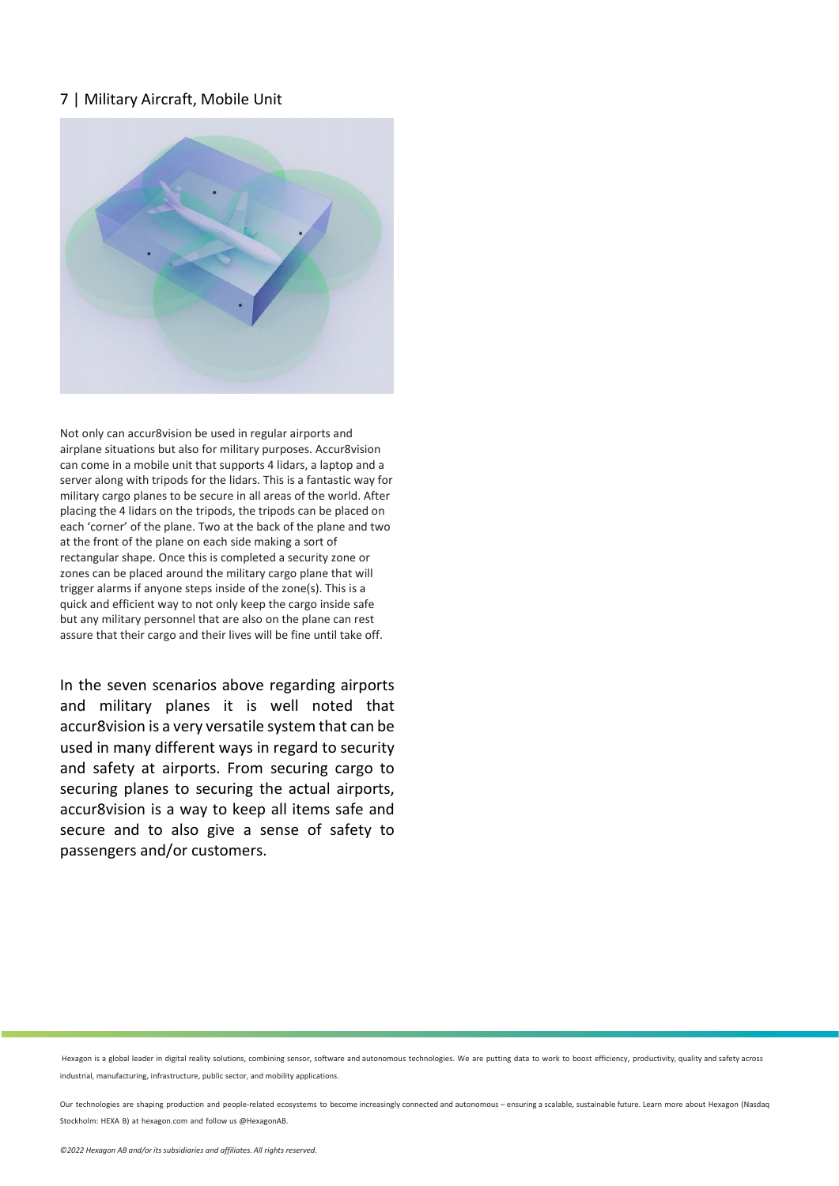## 7 | Military Aircraft, Mobile Unit

Not only can accur8vision be used in regular airports and airplane situations but also for military purposes. Accur8vision can come in a mobile unit that supports 4 lidars, a laptop and a server along with tripods for the lidars. This is a fantastic way for military cargo planes to be secure in all areas of the world. After placing the 4 lidars on the tripods, the tripods can be placed on each 'corner' of the plane. Two at the back of the plane and two at the front of the plane on each side making a sort of rectangular shape. Once this is completed a security zone or zones can be placed around the military cargo plane that will trigger alarms if anyone steps inside of the zone(s). This is a quick and efficient way to not only keep the cargo inside safe but any military personnel that are also on the plane can rest assure that their cargo and their lives will be fine until take off.

In the seven scenarios above regarding airports and military planes it is well noted that accur8vision is a very versatile system that can be used in many different ways in regard to security and safety at airports. From securing cargo to securing planes to securing the actual airports, accur8vision is a way to keep all items safe and secure and to also give a sense of safety to passengers and/or customers.

Hexagon is a global leader in digital reality solutions, combining sensor, software and autonomous technologies. We are putting data to work to boost efficiency, productivity, quality and safety across industrial, manufacturing, infrastructure, public sector, and mobility applications.

Our technologies are shaping production and people-related ecosystems to become increasingly connected and autonomous – ensuring a scalable, sustainable future. Learn more about Hexagon (Nasdaq Stockholm: HEXA B) at hexagon.com and follow us @HexagonAB.

*©2022 Hexagon AB and/or its subsidiaries and affiliates. All rights reserved.*